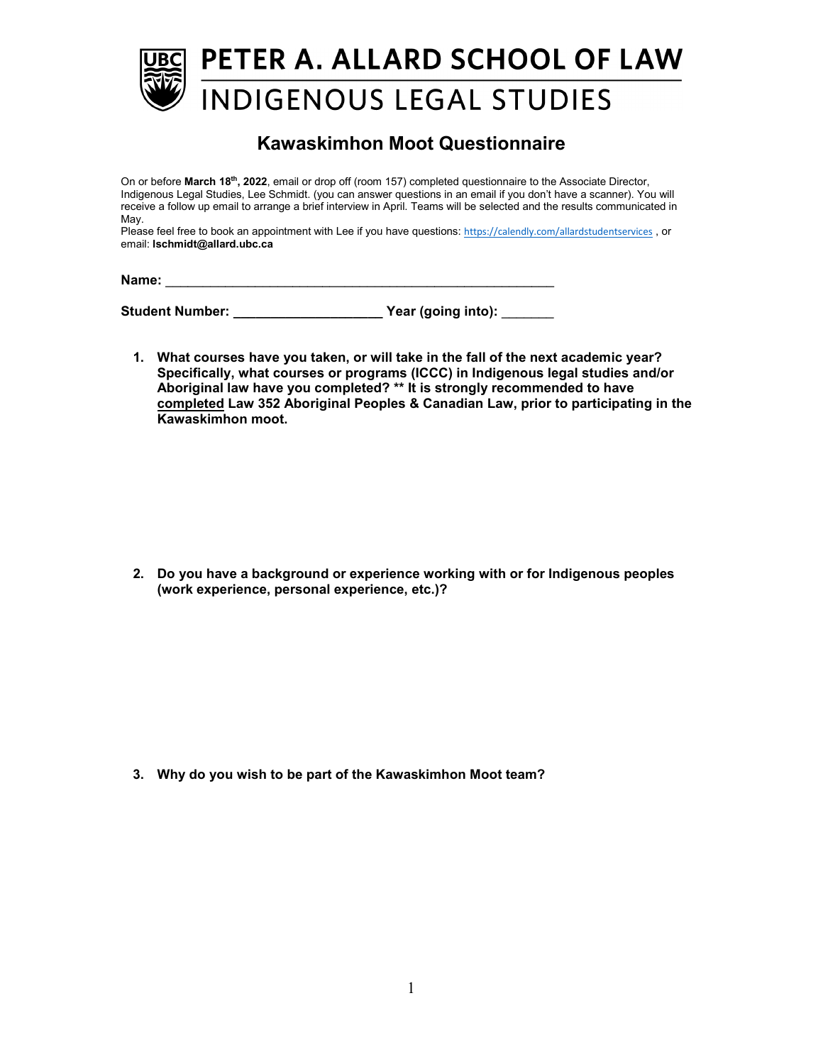# PETER A. ALLARD SCHOOL OF LAW

## INDIGENOUS LEGAL STUDIES

## Kawaskimhon Moot Questionnaire

On or before **March 18th, 2022**, email or drop off (room 157) completed questionnaire to the Associate Director, Indigenous Legal Studies, Lee Schmidt. (you can answer questions in an email if you don't have a scanner). You will receive a follow up email to arrange a brief interview in April. Teams will be selected and the results communicated in May.

Please feel free to book an appointment with Lee if you have questions: https://calendly.com/allardstudentservices , or email: **lschmidt@allard.ubc.ca**

**Name:** ______________________________________________________

**Student Number:** ____________________ **Year (going into):** _______

1. **What courses have you taken, or will take in the fall of the next academic year? Specifically, what courses or programs (ICCC) in Indigenous legal studies and/or Aboriginal law have you completed? ** It is strongly recommended to have <u>completed</u> Law 352 Aboriginal Peoples & Canadian Law, prior to participating in the Kawaskimhon moot.**

2. **Do you have a background or experience working with or for Indigenous peoples (work experience, personal experience, etc.)?**

3. **Why do you wish to be part of the Kawaskimhon Moot team?**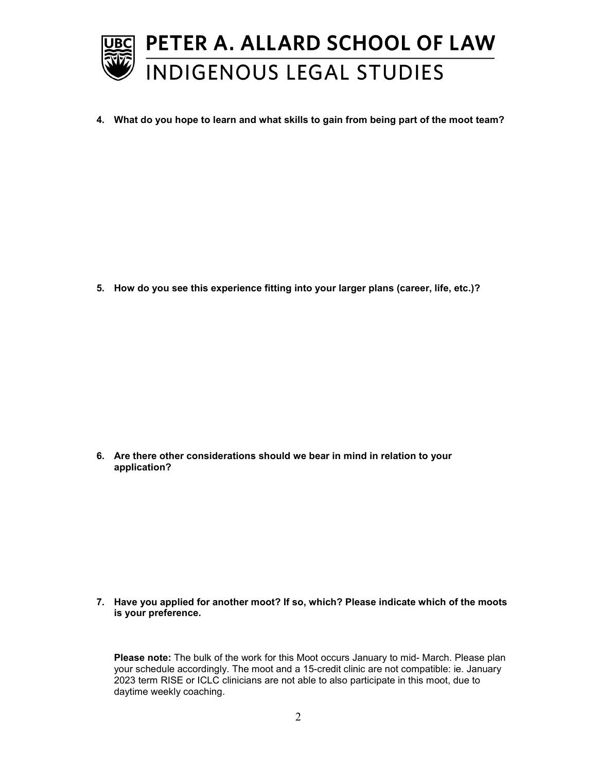# PETER A. ALLARD SCHOOL OF LAW
## INDIGENOUS LEGAL STUDIES

**4. What do you hope to learn and what skills to gain from being part of the moot team?**

**5. How do you see this experience fitting into your larger plans (career, life, etc.)?**

**6. Are there other considerations should we bear in mind in relation to your application?**

**7. Have you applied for another moot? If so, which? Please indicate which of the moots is your preference.**

**Please note:** The bulk of the work for this Moot occurs January to mid- March. Please plan your schedule accordingly. The moot and a 15-credit clinic are not compatible: ie. January 2023 term RISE or ICLC clinicians are not able to also participate in this moot, due to daytime weekly coaching.